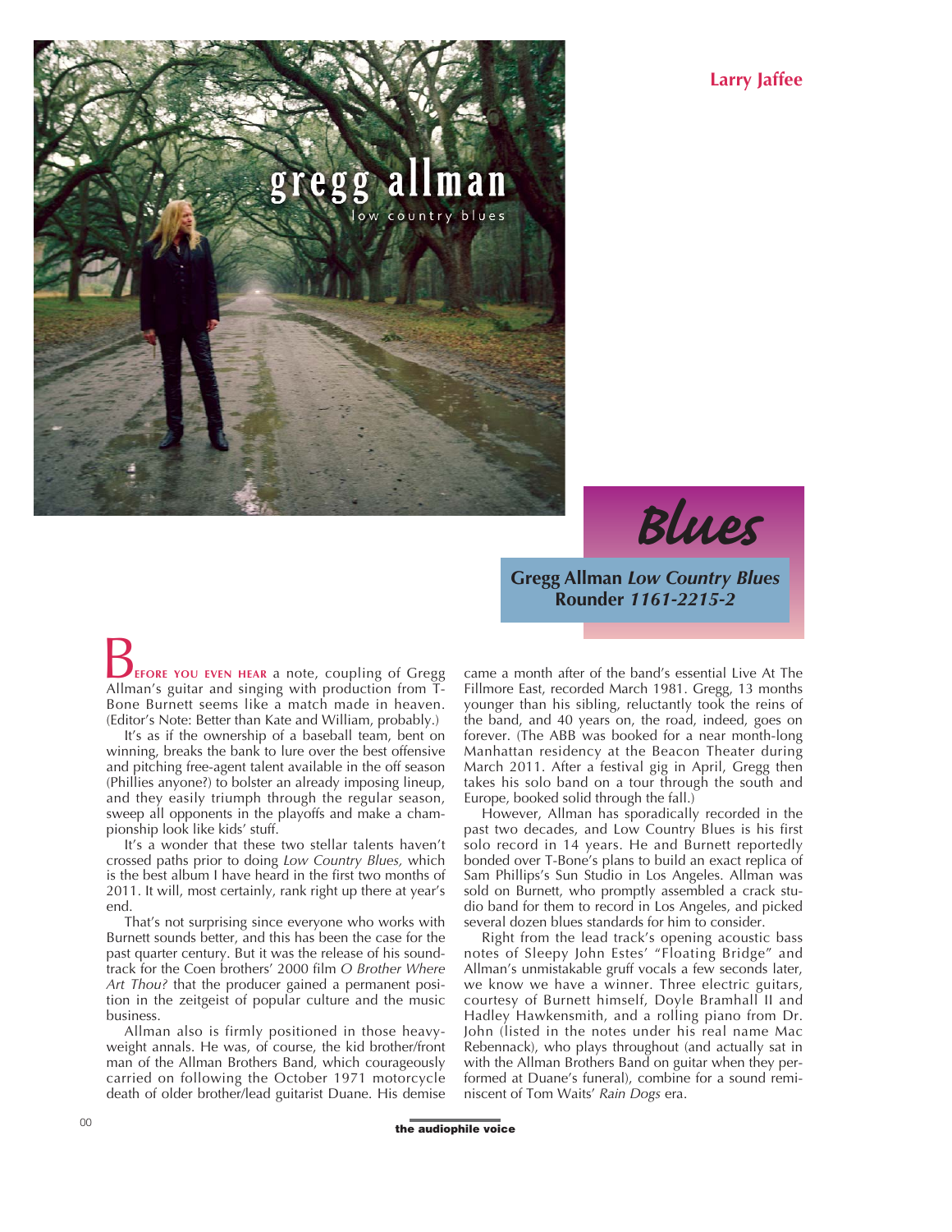Larry Jaffee

# Blues

**Gregg Allman *Low Country Blues***
**Rounder *1161-2215-2***

BEFORE YOU EVEN HEAR a note, coupling of Gregg Allman's guitar and singing with production from T-Bone Burnett seems like a match made in heaven. (Editor's Note: Better than Kate and William, probably.)

It's as if the ownership of a baseball team, bent on winning, breaks the bank to lure over the best offensive and pitching free-agent talent available in the off season (Phillies anyone?) to bolster an already imposing lineup, and they easily triumph through the regular season, sweep all opponents in the playoffs and make a championship look like kids' stuff.

It's a wonder that these two stellar talents haven't crossed paths prior to doing *Low Country Blues,* which is the best album I have heard in the first two months of 2011. It will, most certainly, rank right up there at year's end.

That's not surprising since everyone who works with Burnett sounds better, and this has been the case for the past quarter century. But it was the release of his soundtrack for the Coen brothers' 2000 film *O Brother Where Art Thou?* that the producer gained a permanent position in the zeitgeist of popular culture and the music business.

Allman also is firmly positioned in those heavyweight annals. He was, of course, the kid brother/front man of the Allman Brothers Band, which courageously carried on following the October 1971 motorcycle death of older brother/lead guitarist Duane. His demise came a month after of the band's essential Live At The Fillmore East, recorded March 1981. Gregg, 13 months younger than his sibling, reluctantly took the reins of the band, and 40 years on, the road, indeed, goes on forever. (The ABB was booked for a near month-long Manhattan residency at the Beacon Theater during March 2011. After a festival gig in April, Gregg then takes his solo band on a tour through the south and Europe, booked solid through the fall.)

However, Allman has sporadically recorded in the past two decades, and Low Country Blues is his first solo record in 14 years. He and Burnett reportedly bonded over T-Bone's plans to build an exact replica of Sam Phillips's Sun Studio in Los Angeles. Allman was sold on Burnett, who promptly assembled a crack studio band for them to record in Los Angeles, and picked several dozen blues standards for him to consider.

Right from the lead track's opening acoustic bass notes of Sleepy John Estes' "Floating Bridge" and Allman's unmistakable gruff vocals a few seconds later, we know we have a winner. Three electric guitars, courtesy of Burnett himself, Doyle Bramhall II and Hadley Hawkensmith, and a rolling piano from Dr. John (listed in the notes under his real name Mac Rebennack), who plays throughout (and actually sat in with the Allman Brothers Band on guitar when they performed at Duane's funeral), combine for a sound reminiscent of Tom Waits' *Rain Dogs* era.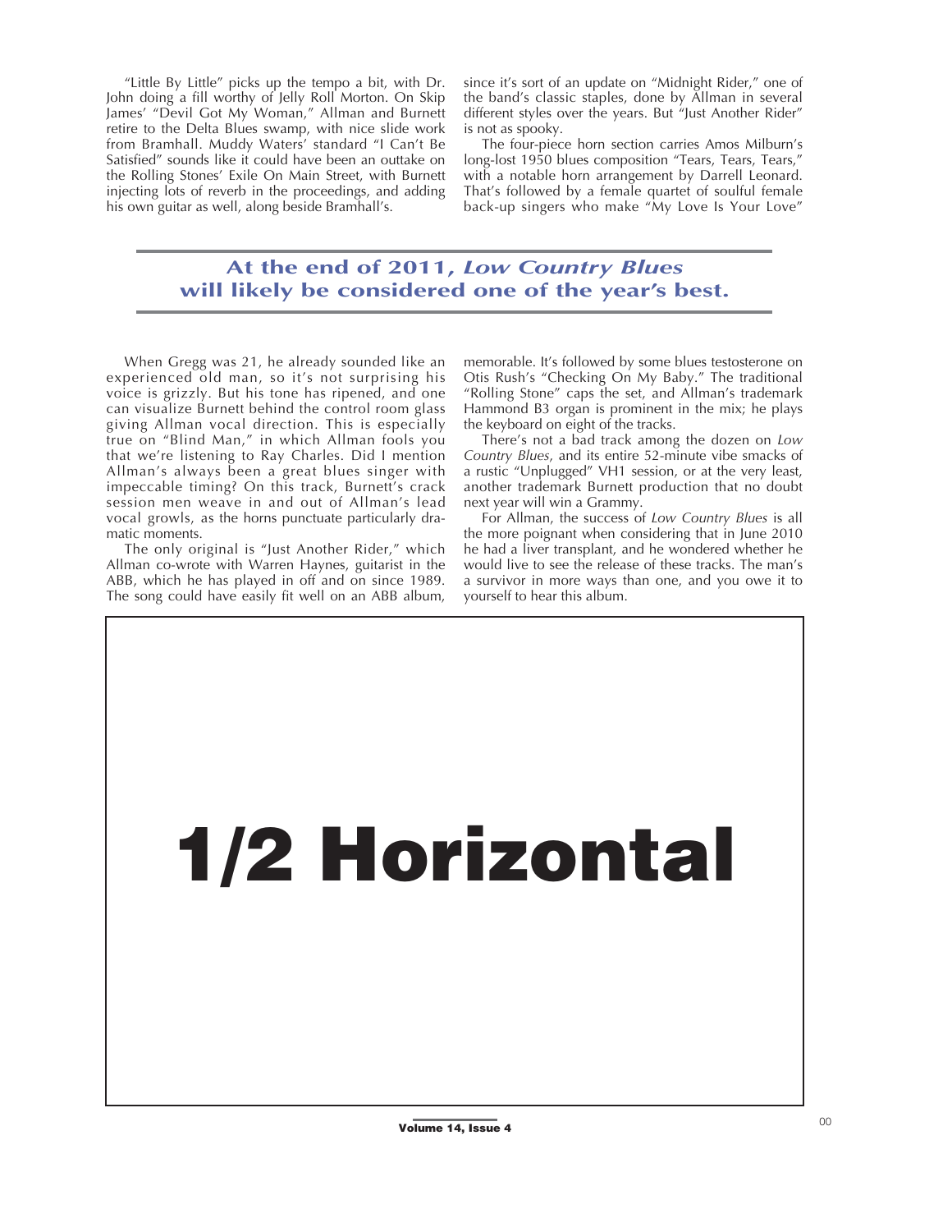"Little By Little" picks up the tempo a bit, with Dr. John doing a fill worthy of Jelly Roll Morton. On Skip James' "Devil Got My Woman," Allman and Burnett retire to the Delta Blues swamp, with nice slide work from Bramhall. Muddy Waters' standard "I Can't Be Satisfied" sounds like it could have been an outtake on the Rolling Stones' Exile On Main Street, with Burnett injecting lots of reverb in the proceedings, and adding his own guitar as well, along beside Bramhall's.

since it's sort of an update on "Midnight Rider," one of the band's classic staples, done by Allman in several different styles over the years. But "Just Another Rider" is not as spooky.

The four-piece horn section carries Amos Milburn's long-lost 1950 blues composition "Tears, Tears, Tears," with a notable horn arrangement by Darrell Leonard. That's followed by a female quartet of soulful female back-up singers who make "My Love Is Your Love" memorable. It's followed by some blues testosterone on Otis Rush's "Checking On My Baby." The traditional "Rolling Stone" caps the set, and Allman's trademark Hammond B3 organ is prominent in the mix; he plays the keyboard on eight of the tracks.

**At the end of 2011, *Low Country Blues* will likely be considered one of the year's best.**

When Gregg was 21, he already sounded like an experienced old man, so it's not surprising his voice is grizzly. But his tone has ripened, and one can visualize Burnett behind the control room glass giving Allman vocal direction. This is especially true on "Blind Man," in which Allman fools you that we're listening to Ray Charles. Did I mention Allman's always been a great blues singer with impeccable timing? On this track, Burnett's crack session men weave in and out of Allman's lead vocal growls, as the horns punctuate particularly dramatic moments.

The only original is "Just Another Rider," which Allman co-wrote with Warren Haynes, guitarist in the ABB, which he has played in off and on since 1989. The song could have easily fit well on an ABB album,

There's not a bad track among the dozen on *Low Country Blues*, and its entire 52-minute vibe smacks of a rustic "Unplugged" VH1 session, or at the very least, another trademark Burnett production that no doubt next year will win a Grammy.

For Allman, the success of *Low Country Blues* is all the more poignant when considering that in June 2010 he had a liver transplant, and he wondered whether he would live to see the release of these tracks. The man's a survivor in more ways than one, and you owe it to yourself to hear this album.

1/2 Horizontal